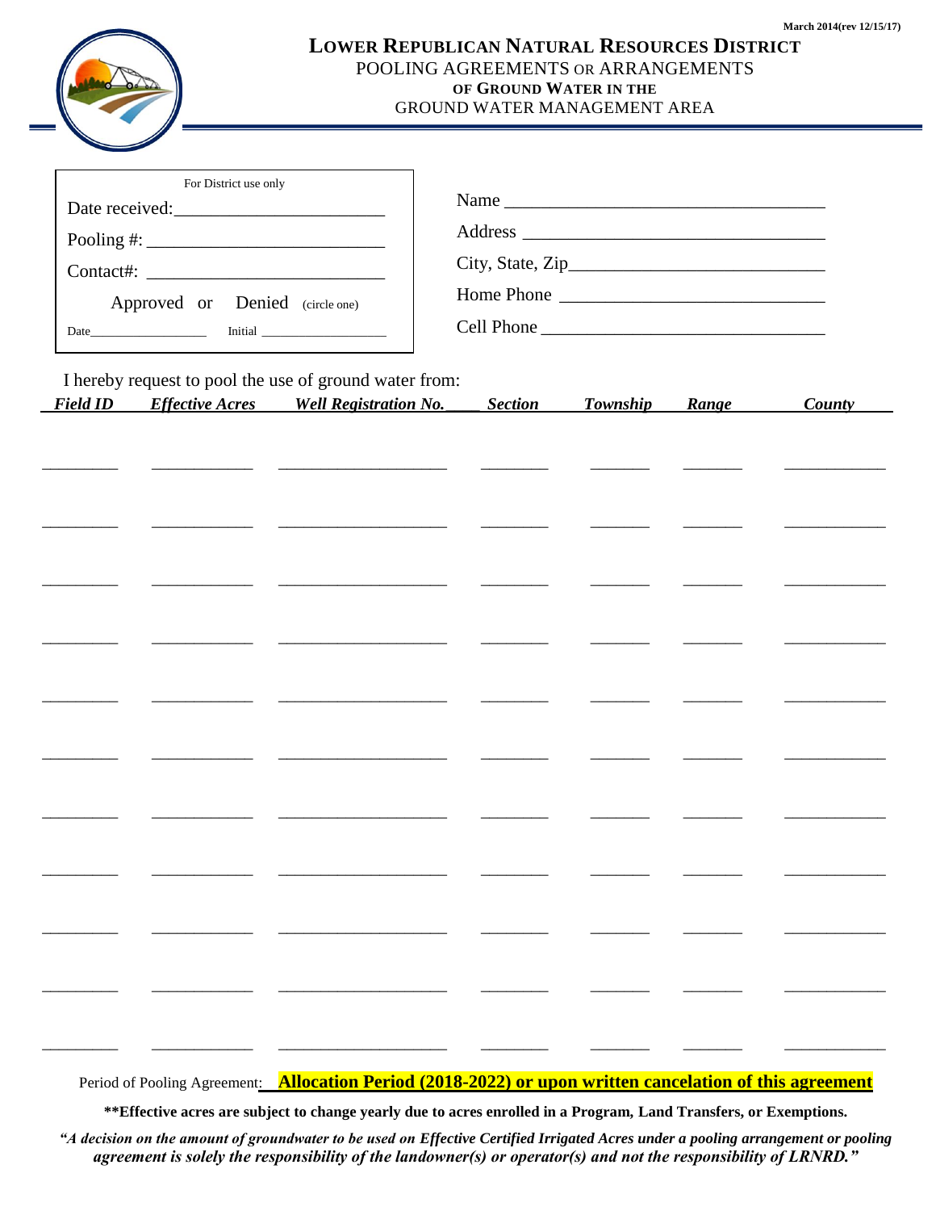March 2014(rev 12/15/17)

# LOWER REPUBLICAN NATURAL RESOURCES DISTRICT

## POOLING AGREEMENTS OR ARRANGEMENTS OF GROUND WATER IN THE GROUND WATER MANAGEMENT AREA

For District use only

Date received:______________________

Pooling #: ________________________

Contact#: ________________________

Approved or Denied (circle one)

Date________________ Initial __________________

Name ___________________________________

Address _________________________________

City, State, Zip___________________________

Home Phone _____________________________

Cell Phone ______________________________

I hereby request to pool the use of ground water from:

| ***Field ID*** | ***Effective Acres*** | ***Well Registration No.*** | ***Section*** | ***Township*** | ***Range*** | ***County*** |
|---|---|---|---|---|---|---|
| | | | | | | |
| | | | | | | |
| | | | | | | |
| | | | | | | |
| | | | | | | |
| | | | | | | |
| | | | | | | |
| | | | | | | |
| | | | | | | |
| | | | | | | |
| | | | | | | |

Period of Pooling Agreement: **Allocation Period (2018-2022) or upon written cancelation of this agreement**

**\*\*Effective acres are subject to change yearly due to acres enrolled in a Program, Land Transfers, or Exemptions.**

***"A decision on the amount of groundwater to be used on Effective Certified Irrigated Acres under a pooling arrangement or pooling agreement is solely the responsibility of the landowner(s) or operator(s) and not the responsibility of LRNRD."***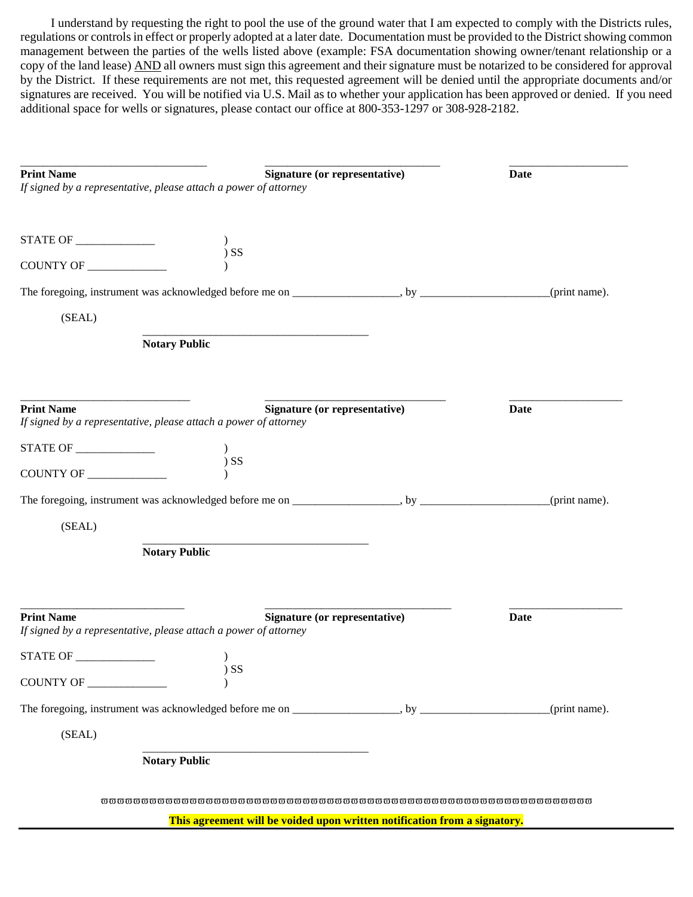I understand by requesting the right to pool the use of the ground water that I am expected to comply with the Districts rules, regulations or controls in effect or properly adopted at a later date. Documentation must be provided to the District showing common management between the parties of the wells listed above (example: FSA documentation showing owner/tenant relationship or a copy of the land lease) <u>AND</u> all owners must sign this agreement and their signature must be notarized to be considered for approval by the District. If these requirements are not met, this requested agreement will be denied until the appropriate documents and/or signatures are received. You will be notified via U.S. Mail as to whether your application has been approved or denied. If you need additional space for wells or signatures, please contact our office at 800-353-1297 or 308-928-2182.

| ________________________________ | ______________________________ | ____________________ |
|---|---|---|
| **Print Name** | **Signature (or representative)** | **Date** |

*If signed by a representative, please attach a power of attorney*

STATE OF ______________ )
) SS
COUNTY OF ______________ )

The foregoing, instrument was acknowledged before me on ___________________, by _______________________(print name).

(SEAL)

_______________________________________
**Notary Public**

| ______________________________ | ________________________________ | ____________________ |
|---|---|---|
| **Print Name** | **Signature (or representative)** | **Date** |

*If signed by a representative, please attach a power of attorney*

STATE OF ______________ )
) SS
COUNTY OF ______________ )

The foregoing, instrument was acknowledged before me on ___________________, by _______________________(print name).

(SEAL)

_______________________________________
**Notary Public**

| _____________________________ | ________________________________ | ____________________ |
|---|---|---|
| **Print Name** | **Signature (or representative)** | **Date** |

*If signed by a representative, please attach a power of attorney*

STATE OF ______________ )
) SS
COUNTY OF ______________ )

The foregoing, instrument was acknowledged before me on ___________________, by _______________________(print name).

(SEAL)

_______________________________________
**Notary Public**

**This agreement will be voided upon written notification from a signatory.**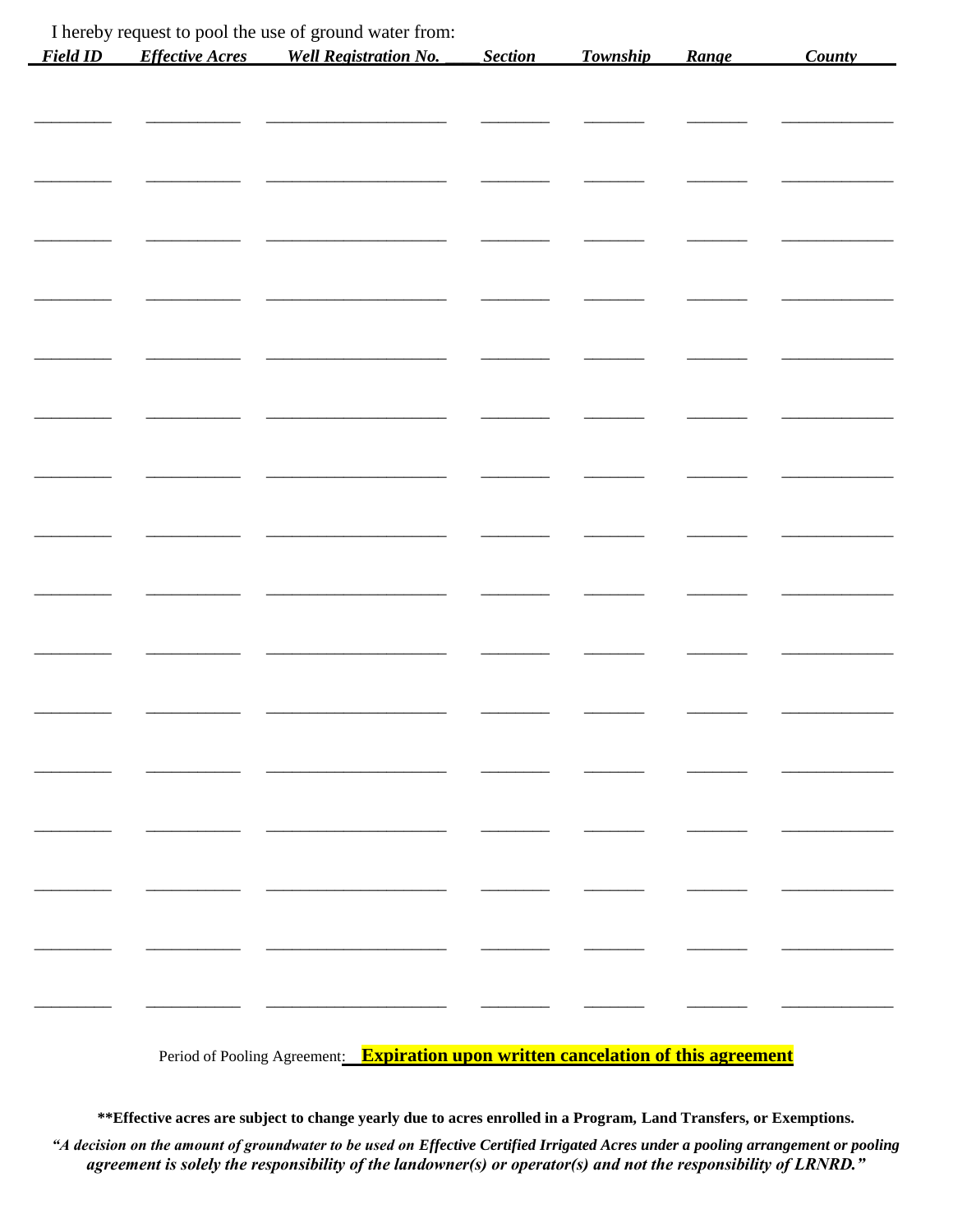I hereby request to pool the use of ground water from:

| *Field ID* | *Effective Acres* | *Well Registration No.* | *Section* | *Township* | *Range* | *County* |
|---|---|---|---|---|---|---|
| | | | | | | |
| | | | | | | |
| | | | | | | |
| | | | | | | |
| | | | | | | |
| | | | | | | |
| | | | | | | |
| | | | | | | |
| | | | | | | |
| | | | | | | |
| | | | | | | |
| | | | | | | |
| | | | | | | |
| | | | | | | |
| | | | | | | |
| | | | | | | |

Period of Pooling Agreement: **Expiration upon written cancelation of this agreement**

**\*\*Effective acres are subject to change yearly due to acres enrolled in a Program, Land Transfers, or Exemptions.**

***"A decision on the amount of groundwater to be used on Effective Certified Irrigated Acres under a pooling arrangement or pooling agreement is solely the responsibility of the landowner(s) or operator(s) and not the responsibility of LRNRD."***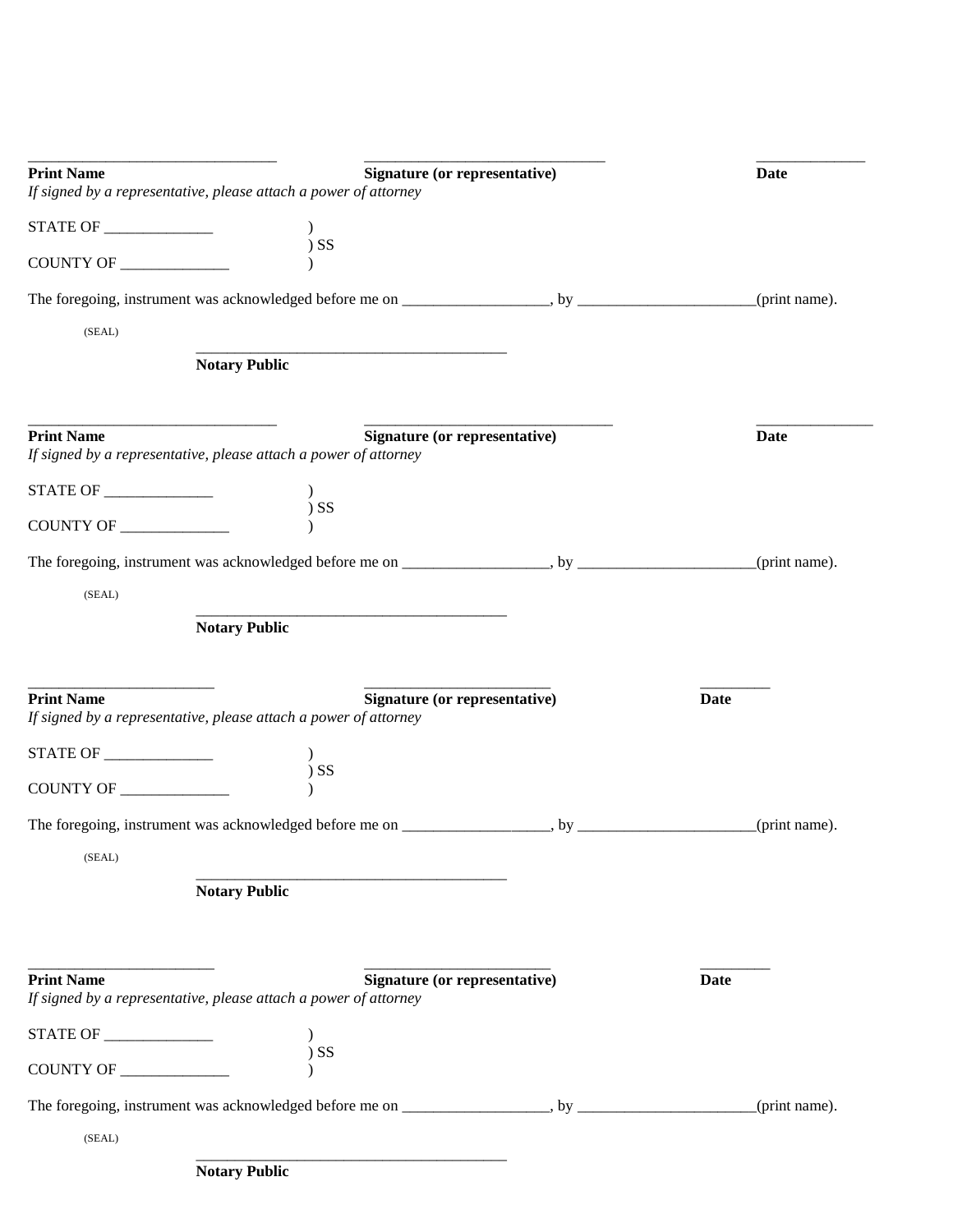________________________________ ________________________________ ______________

**Print Name** **Signature (or representative)** **Date**

*If signed by a representative, please attach a power of attorney*

STATE OF ______________ )
) SS
COUNTY OF ______________ )

The foregoing, instrument was acknowledged before me on ___________________, by _______________________(print name).

(SEAL)

________________________________________

**Notary Public**

________________________________ ________________________________ ______________

**Print Name** **Signature (or representative)** **Date**

*If signed by a representative, please attach a power of attorney*

STATE OF ______________ )
) SS
COUNTY OF ______________ )

The foregoing, instrument was acknowledged before me on ___________________, by _______________________(print name).

(SEAL)

________________________________________

**Notary Public**

________________________ ________________________ _________

**Print Name** **Signature (or representative)** **Date**

*If signed by a representative, please attach a power of attorney*

STATE OF ______________ )
) SS
COUNTY OF ______________ )

The foregoing, instrument was acknowledged before me on ___________________, by _______________________(print name).

(SEAL)

________________________________________

**Notary Public**

________________________ ________________________ _________

**Print Name** **Signature (or representative)** **Date**

*If signed by a representative, please attach a power of attorney*

STATE OF ______________ )
) SS
COUNTY OF ______________ )

The foregoing, instrument was acknowledged before me on ___________________, by _______________________(print name).

(SEAL)

________________________________________

**Notary Public**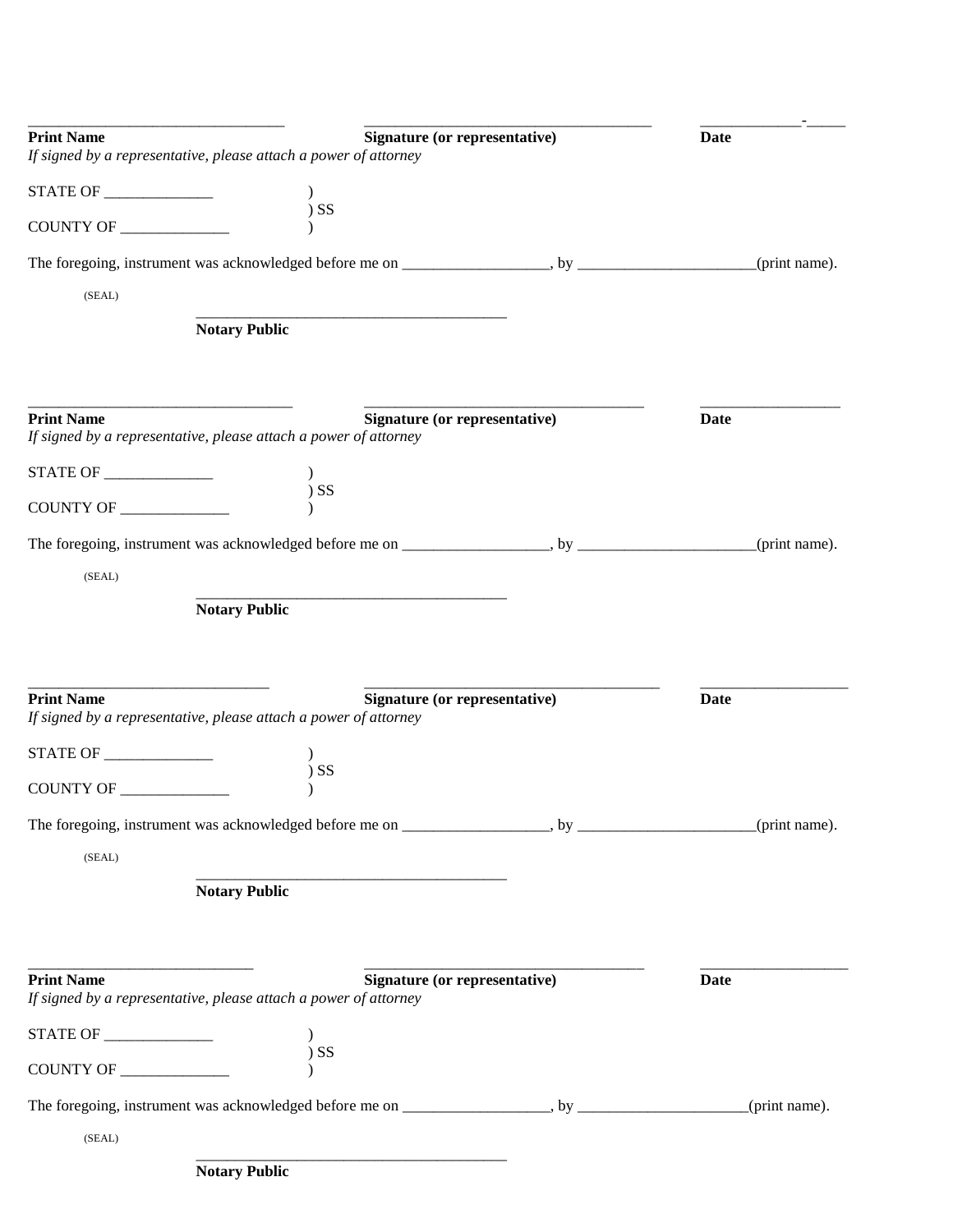_________________________________ _____________________________________ _____________-_____
**Print Name** **Signature (or representative)** **Date**
*If signed by a representative, please attach a power of attorney*

STATE OF ______________ )
) SS
COUNTY OF ______________ )

The foregoing, instrument was acknowledged before me on ___________________, by _______________________(print name).

(SEAL)

__________________________________________
**Notary Public**

__________________________________ ____________________________________ __________________
**Print Name** **Signature (or representative)** **Date**
*If signed by a representative, please attach a power of attorney*

STATE OF ______________ )
) SS
COUNTY OF ______________ )

The foregoing, instrument was acknowledged before me on ___________________, by _______________________(print name).

(SEAL)

__________________________________________
**Notary Public**

_______________________________ ______________________________________ ___________________
**Print Name** **Signature (or representative)** **Date**
*If signed by a representative, please attach a power of attorney*

STATE OF ______________ )
) SS
COUNTY OF ______________ )

The foregoing, instrument was acknowledged before me on ___________________, by _______________________(print name).

(SEAL)

__________________________________________
**Notary Public**

_____________________________ ____________________________________ ___________________
**Print Name** **Signature (or representative)** **Date**
*If signed by a representative, please attach a power of attorney*

STATE OF ______________ )
) SS
COUNTY OF ______________ )

The foregoing, instrument was acknowledged before me on ___________________, by ______________________(print name).

(SEAL)

__________________________________________
**Notary Public**